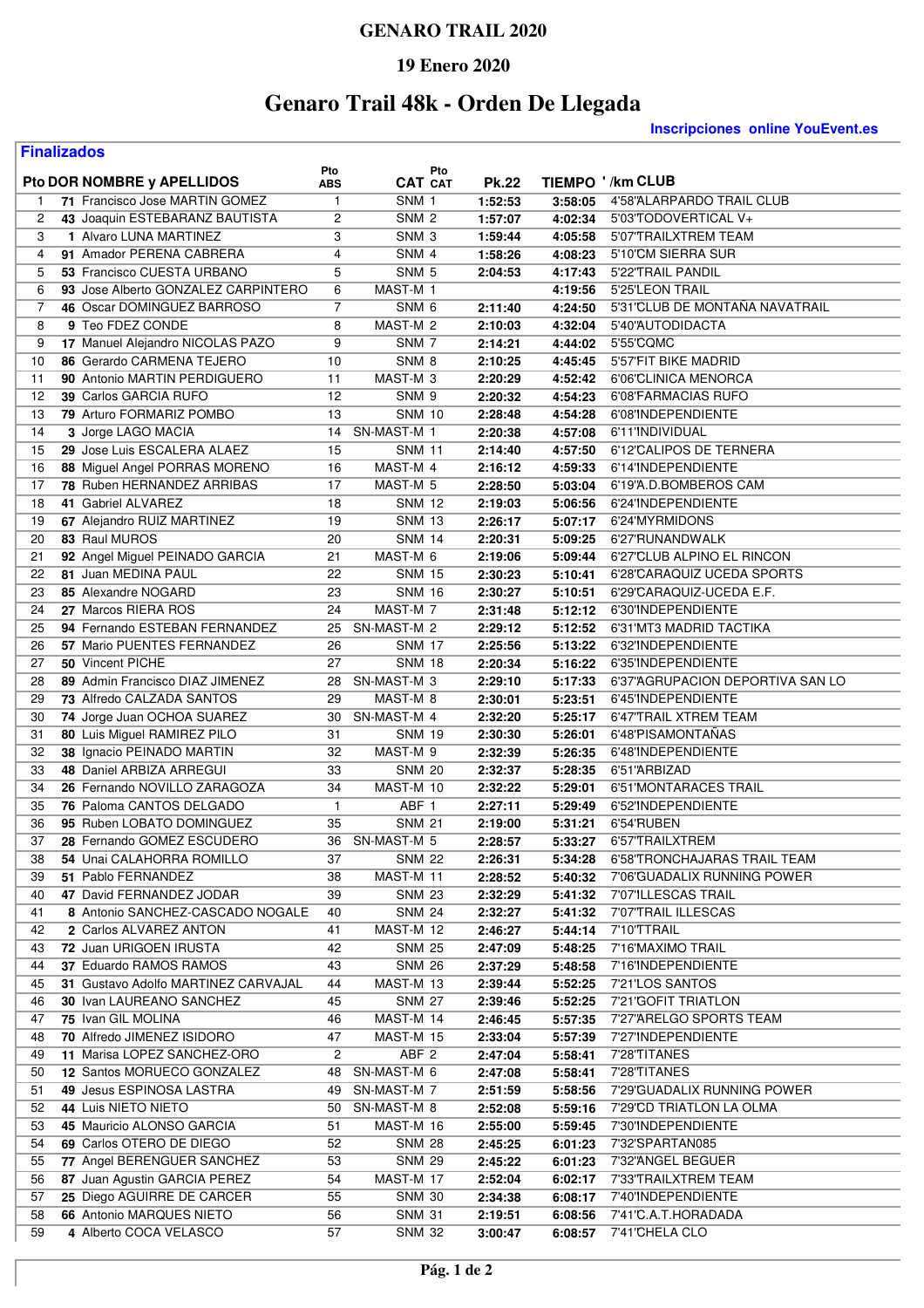# GENARO TRAIL 2020

## 19 Enero 2020

# Genaro Trail 48k - Orden De Llegada

**Inscripciones online YouEvent.es**

**Finalizados**

| Pto | DOR | NOMBRE y APELLIDOS | Pto ABS | CAT | Pto CAT | Pk.22 | TIEMPO | '/km | CLUB |
|---|---|---|---|---|---|---|---|---|---|
| 1 | 71 | Francisco Jose MARTIN GOMEZ | 1 | SNM | 1 | 1:52:53 | 3:58:05 | 4'58'' | ALARPARDO TRAIL CLUB |
| 2 | 43 | Joaquin ESTEBARANZ BAUTISTA | 2 | SNM | 2 | 1:57:07 | 4:02:34 | 5'03'' | TODOVERTICAL V+ |
| 3 | 1 | Alvaro LUNA MARTINEZ | 3 | SNM | 3 | 1:59:44 | 4:05:58 | 5'07'' | TRAILXTREM TEAM |
| 4 | 91 | Amador PERENA CABRERA | 4 | SNM | 4 | 1:58:26 | 4:08:23 | 5'10'' | CM SIERRA SUR |
| 5 | 53 | Francisco CUESTA URBANO | 5 | SNM | 5 | 2:04:53 | 4:17:43 | 5'22'' | TRAIL PANDIL |
| 6 | 93 | Jose Alberto GONZALEZ CARPINTERO | 6 | MAST-M | 1 | | 4:19:56 | 5'25'' | LEON TRAIL |
| 7 | 46 | Oscar DOMINGUEZ BARROSO | 7 | SNM | 6 | 2:11:40 | 4:24:50 | 5'31'' | CLUB DE MONTAÑA NAVATRAIL |
| 8 | 9 | Teo FDEZ CONDE | 8 | MAST-M | 2 | 2:10:03 | 4:32:04 | 5'40'' | AUTODIDACTA |
| 9 | 17 | Manuel Alejandro NICOLAS PAZO | 9 | SNM | 7 | 2:14:21 | 4:44:02 | 5'55'' | CQMC |
| 10 | 86 | Gerardo CARMENA TEJERO | 10 | SNM | 8 | 2:10:25 | 4:45:45 | 5'57'' | FIT BIKE MADRID |
| 11 | 90 | Antonio MARTIN PERDIGUERO | 11 | MAST-M | 3 | 2:20:29 | 4:52:42 | 6'06'' | CLINICA MENORCA |
| 12 | 39 | Carlos GARCIA RUFO | 12 | SNM | 9 | 2:20:32 | 4:54:23 | 6'08'' | FARMACIAS RUFO |
| 13 | 79 | Arturo FORMARIZ POMBO | 13 | SNM | 10 | 2:28:48 | 4:54:28 | 6'08'' | INDEPENDIENTE |
| 14 | 3 | Jorge LAGO MACIA | 14 | SN-MAST-M | 1 | 2:20:38 | 4:57:08 | 6'11'' | INDIVIDUAL |
| 15 | 29 | Jose Luis ESCALERA ALAEZ | 15 | SNM | 11 | 2:14:40 | 4:57:50 | 6'12'' | CALIPOS DE TERNERA |
| 16 | 88 | Miguel Angel PORRAS MORENO | 16 | MAST-M | 4 | 2:16:12 | 4:59:33 | 6'14'' | INDEPENDIENTE |
| 17 | 78 | Ruben HERNANDEZ ARRIBAS | 17 | MAST-M | 5 | 2:28:50 | 5:03:04 | 6'19'' | A.D.BOMBEROS CAM |
| 18 | 41 | Gabriel ALVAREZ | 18 | SNM | 12 | 2:19:03 | 5:06:56 | 6'24'' | INDEPENDIENTE |
| 19 | 67 | Alejandro RUIZ MARTINEZ | 19 | SNM | 13 | 2:26:17 | 5:07:17 | 6'24'' | MYRMIDONS |
| 20 | 83 | Raul MUROS | 20 | SNM | 14 | 2:20:31 | 5:09:25 | 6'27'' | RUNANDWALK |
| 21 | 92 | Angel Miguel PEINADO GARCIA | 21 | MAST-M | 6 | 2:19:06 | 5:09:44 | 6'27'' | CLUB ALPINO EL RINCON |
| 22 | 81 | Juan MEDINA PAUL | 22 | SNM | 15 | 2:30:23 | 5:10:41 | 6'28'' | CARAQUIZ UCEDA SPORTS |
| 23 | 85 | Alexandre NOGARD | 23 | SNM | 16 | 2:30:27 | 5:10:51 | 6'29'' | CARAQUIZ-UCEDA E.F. |
| 24 | 27 | Marcos RIERA ROS | 24 | MAST-M | 7 | 2:31:48 | 5:12:12 | 6'30'' | INDEPENDIENTE |
| 25 | 94 | Fernando ESTEBAN FERNANDEZ | 25 | SN-MAST-M | 2 | 2:29:12 | 5:12:52 | 6'31'' | MT3 MADRID TACTIKA |
| 26 | 57 | Mario PUENTES FERNANDEZ | 26 | SNM | 17 | 2:25:56 | 5:13:22 | 6'32'' | INDEPENDIENTE |
| 27 | 50 | Vincent PICHE | 27 | SNM | 18 | 2:20:34 | 5:16:22 | 6'35'' | INDEPENDIENTE |
| 28 | 89 | Admin Francisco DIAZ JIMENEZ | 28 | SN-MAST-M | 3 | 2:29:10 | 5:17:33 | 6'37'' | AGRUPACION DEPORTIVA SAN LO |
| 29 | 73 | Alfredo CALZADA SANTOS | 29 | MAST-M | 8 | 2:30:01 | 5:23:51 | 6'45'' | INDEPENDIENTE |
| 30 | 74 | Jorge Juan OCHOA SUAREZ | 30 | SN-MAST-M | 4 | 2:32:20 | 5:25:17 | 6'47'' | TRAIL XTREM TEAM |
| 31 | 80 | Luis Miguel RAMIREZ PILO | 31 | SNM | 19 | 2:30:30 | 5:26:01 | 6'48'' | PISAMONTAÑAS |
| 32 | 38 | Ignacio PEINADO MARTIN | 32 | MAST-M | 9 | 2:32:39 | 5:26:35 | 6'48'' | INDEPENDIENTE |
| 33 | 48 | Daniel ARBIZA ARREGUI | 33 | SNM | 20 | 2:32:37 | 5:28:35 | 6'51'' | ARBIZAD |
| 34 | 26 | Fernando NOVILLO ZARAGOZA | 34 | MAST-M | 10 | 2:32:22 | 5:29:01 | 6'51'' | MONTARACES TRAIL |
| 35 | 76 | Paloma CANTOS DELGADO | 1 | ABF | 1 | 2:27:11 | 5:29:49 | 6'52'' | INDEPENDIENTE |
| 36 | 95 | Ruben LOBATO DOMINGUEZ | 35 | SNM | 21 | 2:19:00 | 5:31:21 | 6'54'' | RUBEN |
| 37 | 28 | Fernando GOMEZ ESCUDERO | 36 | SN-MAST-M | 5 | 2:28:57 | 5:33:27 | 6'57'' | TRAILXTREM |
| 38 | 54 | Unai CALAHORRA ROMILLO | 37 | SNM | 22 | 2:26:31 | 5:34:28 | 6'58'' | TRONCHAJARAS TRAIL TEAM |
| 39 | 51 | Pablo FERNANDEZ | 38 | MAST-M | 11 | 2:28:52 | 5:40:32 | 7'06'' | GUADALIX RUNNING POWER |
| 40 | 47 | David FERNANDEZ JODAR | 39 | SNM | 23 | 2:32:29 | 5:41:32 | 7'07'' | ILLESCAS TRAIL |
| 41 | 8 | Antonio SANCHEZ-CASCADO NOGALE | 40 | SNM | 24 | 2:32:27 | 5:41:32 | 7'07'' | TRAIL ILLESCAS |
| 42 | 2 | Carlos ALVAREZ ANTON | 41 | MAST-M | 12 | 2:46:27 | 5:44:14 | 7'10'' | TTRAIL |
| 43 | 72 | Juan URIGOEN IRUSTA | 42 | SNM | 25 | 2:47:09 | 5:48:25 | 7'16'' | MAXIMO TRAIL |
| 44 | 37 | Eduardo RAMOS RAMOS | 43 | SNM | 26 | 2:37:29 | 5:48:58 | 7'16'' | INDEPENDIENTE |
| 45 | 31 | Gustavo Adolfo MARTINEZ CARVAJAL | 44 | MAST-M | 13 | 2:39:44 | 5:52:25 | 7'21'' | LOS SANTOS |
| 46 | 30 | Ivan LAUREANO SANCHEZ | 45 | SNM | 27 | 2:39:46 | 5:52:25 | 7'21'' | GOFIT TRIATLON |
| 47 | 75 | Ivan GIL MOLINA | 46 | MAST-M | 14 | 2:46:45 | 5:57:35 | 7'27'' | ARELGO SPORTS TEAM |
| 48 | 70 | Alfredo JIMENEZ ISIDORO | 47 | MAST-M | 15 | 2:33:04 | 5:57:39 | 7'27'' | INDEPENDIENTE |
| 49 | 11 | Marisa LOPEZ SANCHEZ-ORO | 2 | ABF | 2 | 2:47:04 | 5:58:41 | 7'28'' | TITANES |
| 50 | 12 | Santos MORUECO GONZALEZ | 48 | SN-MAST-M | 6 | 2:47:08 | 5:58:41 | 7'28'' | TITANES |
| 51 | 49 | Jesus ESPINOSA LASTRA | 49 | SN-MAST-M | 7 | 2:51:59 | 5:58:56 | 7'29'' | GUADALIX RUNNING POWER |
| 52 | 44 | Luis NIETO NIETO | 50 | SN-MAST-M | 8 | 2:52:08 | 5:59:16 | 7'29'' | CD TRIATLON LA OLMA |
| 53 | 45 | Mauricio ALONSO GARCIA | 51 | MAST-M | 16 | 2:55:00 | 5:59:45 | 7'30'' | INDEPENDIENTE |
| 54 | 69 | Carlos OTERO DE DIEGO | 52 | SNM | 28 | 2:45:25 | 6:01:23 | 7'32'' | SPARTAN085 |
| 55 | 77 | Angel BERENGUER SANCHEZ | 53 | SNM | 29 | 2:45:22 | 6:01:23 | 7'32'' | ANGEL BEGUER |
| 56 | 87 | Juan Agustin GARCIA PEREZ | 54 | MAST-M | 17 | 2:52:04 | 6:02:17 | 7'33'' | TRAILXTREM TEAM |
| 57 | 25 | Diego AGUIRRE DE CARCER | 55 | SNM | 30 | 2:34:38 | 6:08:17 | 7'40'' | INDEPENDIENTE |
| 58 | 66 | Antonio MARQUES NIETO | 56 | SNM | 31 | 2:19:51 | 6:08:56 | 7'41'' | C.A.T.HORADADA |
| 59 | 4 | Alberto COCA VELASCO | 57 | SNM | 32 | 3:00:47 | 6:08:57 | 7'41'' | CHELA CLO |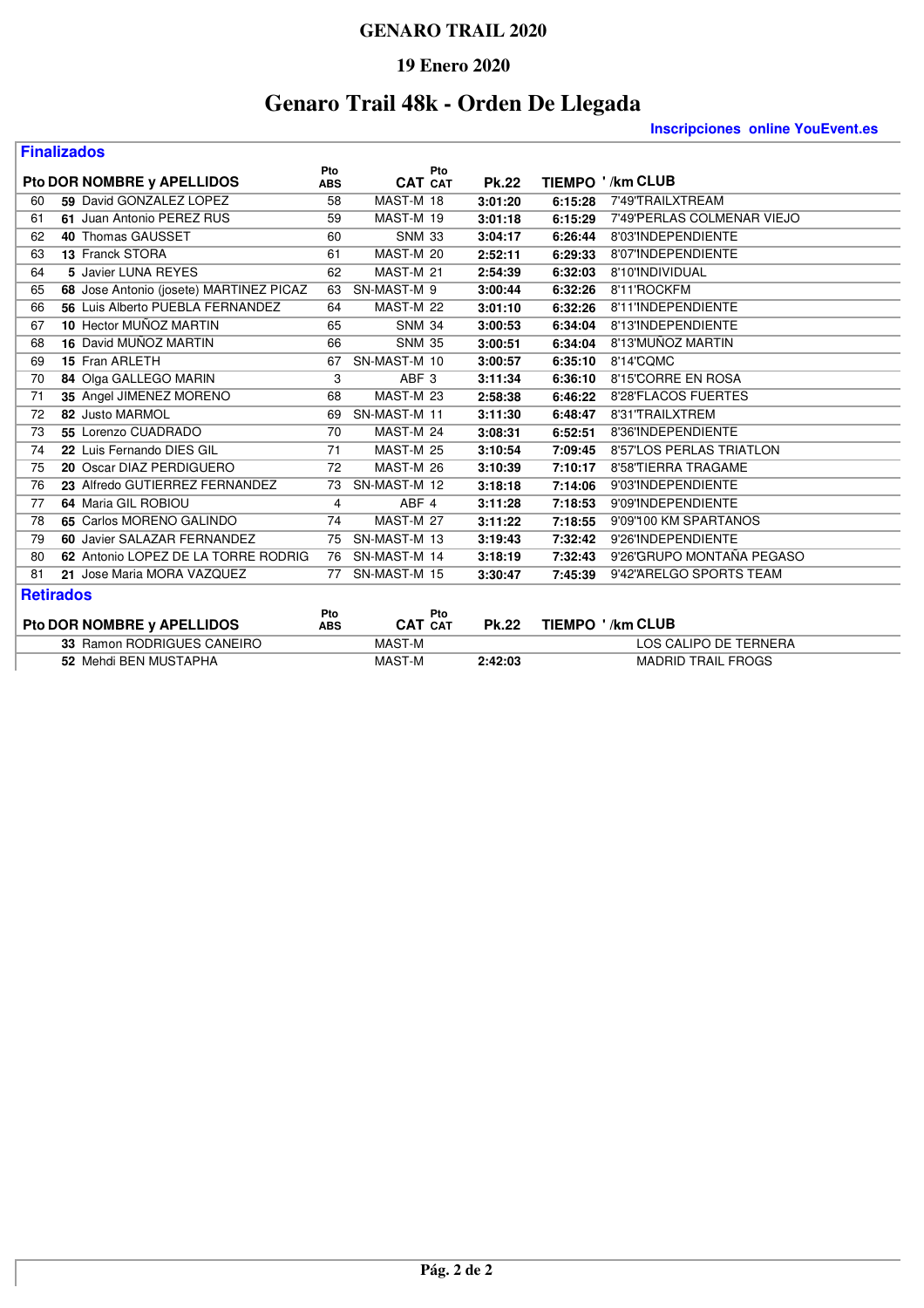# GENARO TRAIL 2020

## 19 Enero 2020

# Genaro Trail 48k - Orden De Llegada

**Inscripciones online YouEvent.es**

## Finalizados

| Pto | DOR | NOMBRE y APELLIDOS | Pto ABS | CAT | Pto CAT | Pk.22 | TIEMPO | '/km | CLUB |
|---|---|---|---|---|---|---|---|---|---|
| 60 | **59** | David GONZALEZ LOPEZ | 58 | MAST-M | 18 | **3:01:20** | **6:15:28** | 7'49'' | TRAILXTREAM |
| 61 | **61** | Juan Antonio PEREZ RUS | 59 | MAST-M | 19 | **3:01:18** | **6:15:29** | 7'49'' | PERLAS COLMENAR VIEJO |
| 62 | **40** | Thomas GAUSSET | 60 | SNM | 33 | **3:04:17** | **6:26:44** | 8'03'' | INDEPENDIENTE |
| 63 | **13** | Franck STORA | 61 | MAST-M | 20 | **2:52:11** | **6:29:33** | 8'07'' | INDEPENDIENTE |
| 64 | **5** | Javier LUNA REYES | 62 | MAST-M | 21 | **2:54:39** | **6:32:03** | 8'10'' | INDIVIDUAL |
| 65 | **68** | Jose Antonio (josete) MARTINEZ PICAZ | 63 | SN-MAST-M | 9 | **3:00:44** | **6:32:26** | 8'11'' | ROCKFM |
| 66 | **56** | Luis Alberto PUEBLA FERNANDEZ | 64 | MAST-M | 22 | **3:01:10** | **6:32:26** | 8'11'' | INDEPENDIENTE |
| 67 | **10** | Hector MUÑOZ MARTIN | 65 | SNM | 34 | **3:00:53** | **6:34:04** | 8'13'' | INDEPENDIENTE |
| 68 | **16** | David MUÑOZ MARTIN | 66 | SNM | 35 | **3:00:51** | **6:34:04** | 8'13'' | MUÑOZ MARTIN |
| 69 | **15** | Fran ARLETH | 67 | SN-MAST-M | 10 | **3:00:57** | **6:35:10** | 8'14'' | CQMC |
| 70 | **84** | Olga GALLEGO MARIN | 3 | ABF | 3 | **3:11:34** | **6:36:10** | 8'15'' | CORRE EN ROSA |
| 71 | **35** | Angel JIMENEZ MORENO | 68 | MAST-M | 23 | **2:58:38** | **6:46:22** | 8'28'' | FLACOS FUERTES |
| 72 | **82** | Justo MARMOL | 69 | SN-MAST-M | 11 | **3:11:30** | **6:48:47** | 8'31'' | TRAILXTREM |
| 73 | **55** | Lorenzo CUADRADO | 70 | MAST-M | 24 | **3:08:31** | **6:52:51** | 8'36'' | INDEPENDIENTE |
| 74 | **22** | Luis Fernando DIES GIL | 71 | MAST-M | 25 | **3:10:54** | **7:09:45** | 8'57'' | LOS PERLAS TRIATLON |
| 75 | **20** | Oscar DIAZ PERDIGUERO | 72 | MAST-M | 26 | **3:10:39** | **7:10:17** | 8'58'' | TIERRA TRAGAME |
| 76 | **23** | Alfredo GUTIERREZ FERNANDEZ | 73 | SN-MAST-M | 12 | **3:18:18** | **7:14:06** | 9'03'' | INDEPENDIENTE |
| 77 | **64** | Maria GIL ROBIOU | 4 | ABF | 4 | **3:11:28** | **7:18:53** | 9'09'' | INDEPENDIENTE |
| 78 | **65** | Carlos MORENO GALINDO | 74 | MAST-M | 27 | **3:11:22** | **7:18:55** | 9'09'' | 100 KM SPARTANOS |
| 79 | **60** | Javier SALAZAR FERNANDEZ | 75 | SN-MAST-M | 13 | **3:19:43** | **7:32:42** | 9'26'' | INDEPENDIENTE |
| 80 | **62** | Antonio LOPEZ DE LA TORRE RODRIG | 76 | SN-MAST-M | 14 | **3:18:19** | **7:32:43** | 9'26'' | GRUPO MONTAÑA PEGASO |
| 81 | **21** | Jose Maria MORA VAZQUEZ | 77 | SN-MAST-M | 15 | **3:30:47** | **7:45:39** | 9'42'' | ARELGO SPORTS TEAM |

## Retirados

| Pto | DOR | NOMBRE y APELLIDOS | Pto ABS | CAT | Pto CAT | Pk.22 | TIEMPO | '/km | CLUB |
|---|---|---|---|---|---|---|---|---|---|
| | **33** | Ramon RODRIGUES CANEIRO | | MAST-M | | | | | LOS CALIPO DE TERNERA |
| | **52** | Mehdi BEN MUSTAPHA | | MAST-M | | **2:42:03** | | | MADRID TRAIL FROGS |